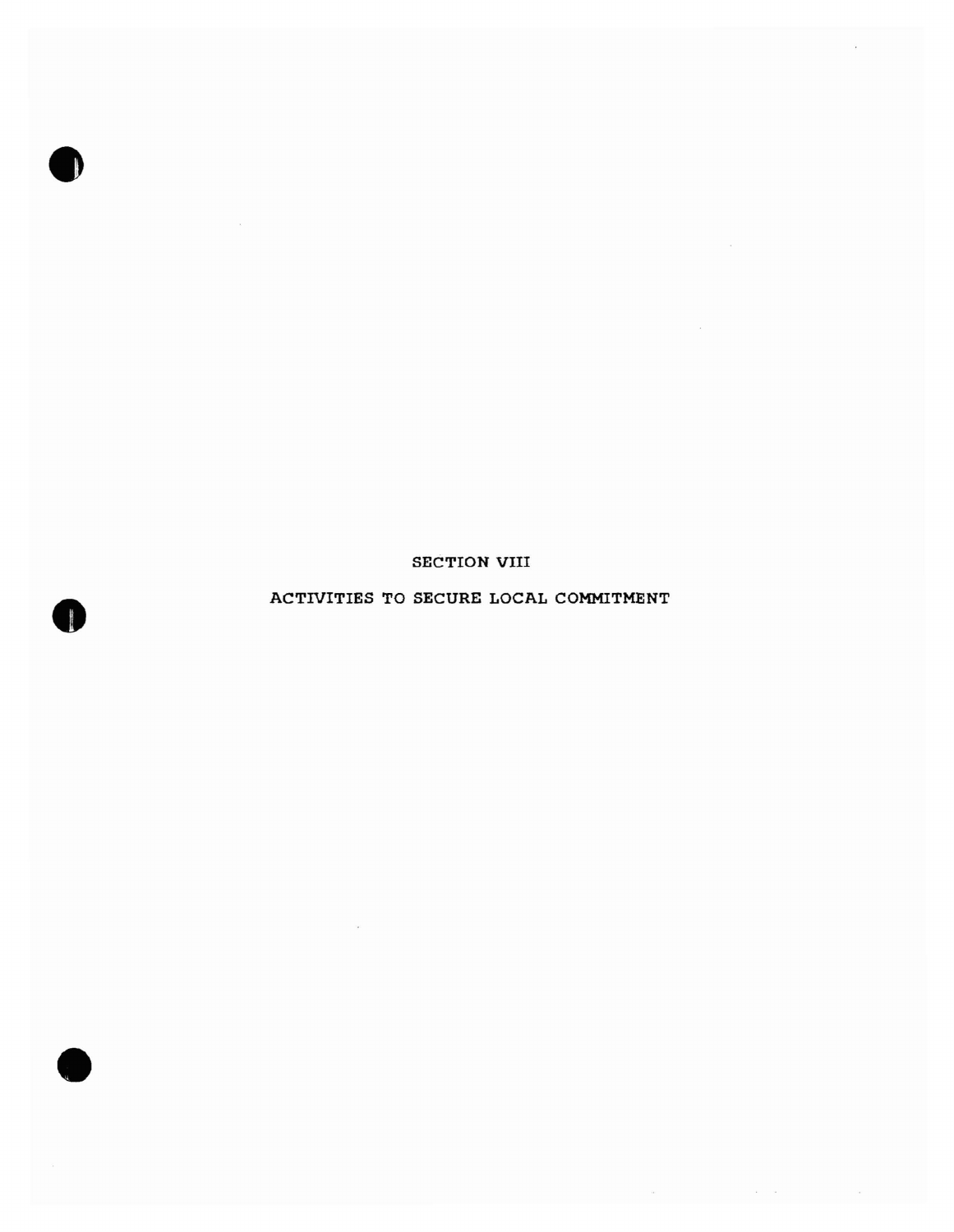# SECTION VIII

## ACTIVITIES TO SECURE LOCAL COMMITMENT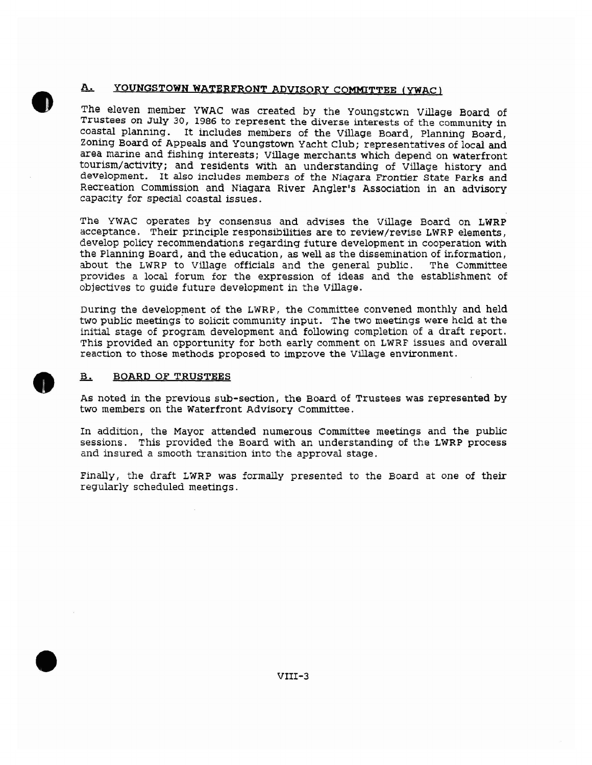## A. YOUNGSTOWN WATERFRONT ADVISORY COMMITTEE (YWAC)

The eleven member YWAC was created by the Youngstown Village Board of Trustees on July 30, 1986 to represent the diverse interests of the community in coastal planning. It includes members of the Village Board, Planning Board, Zoning Board of Appeals and Youngstown Yacht Club; representatives of local and area marine and fishing interests; Village merchants which depend on waterfront tourism/activity; and residents with an understanding of Village history and development. It also includes members of the Niagara Frontier State Parks and Recreation Commission and Niagara River Angler's Association in an advisory capacity for special coastal issues.

The YWAC operates by consensus and advises the Village Board on LWRP acceptance. Their principle responsibilities are to review/revise LWRP elements, develop policy recommendations regarding future development in cooperation with the Planning Board, and the education, as well as the dissemination of information, about the LWRP to Village officials and the general public. The Committee provides a local forum for the expression of ideas and the establishment of objectives to guide future development in the Village.

During the development of the LWRP, the Committee convened monthly and held two public meetings to solicit community input. The two meetings were held at the initial stage of program development and following completion of a draft report. This provided an opportunity for both early comment on LWRP issues and overall reaction to those methods proposed to improve the Village environment.

## B. BOARD OF TRUSTEES

As noted in the previous sub-section, the Board of Trustees was represented by two members on the Waterfront Advisory Committee.

In addition, the Mayor attended numerous Committee meetings and the public sessions. This provided the Board with an understanding of the LWRP process and insured a smooth transition into the approval stage.

Finally, the draft LWRP was formally presented to the Board at one of their regularly scheduled meetings.